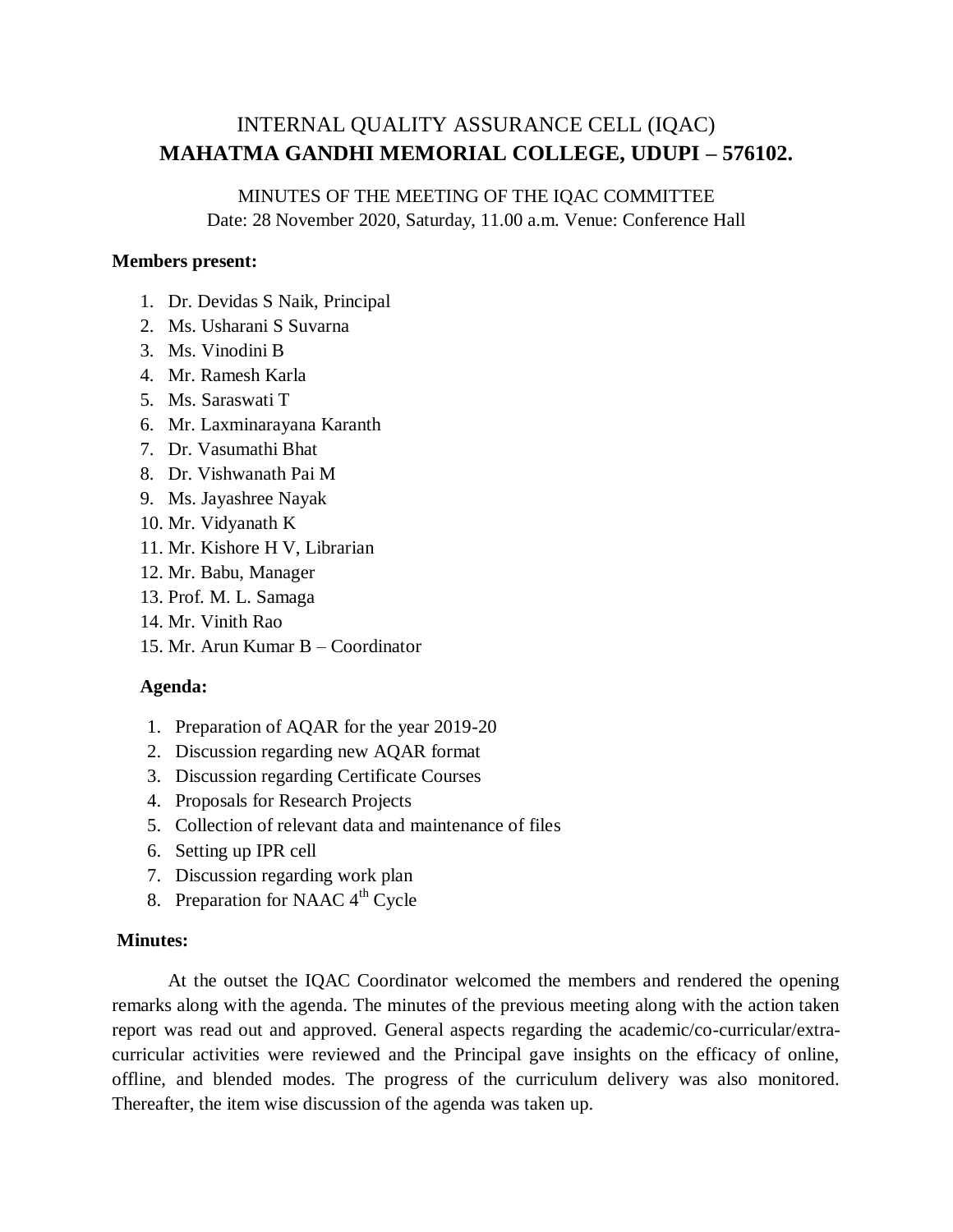# INTERNAL QUALITY ASSURANCE CELL (IQAC)
# **MAHATMA GANDHI MEMORIAL COLLEGE, UDUPI – 576102.**

MINUTES OF THE MEETING OF THE IQAC COMMITTEE
Date: 28 November 2020, Saturday, 11.00 a.m. Venue: Conference Hall

**Members present:**

1. Dr. Devidas S Naik, Principal
2. Ms. Usharani S Suvarna
3. Ms. Vinodini B
4. Mr. Ramesh Karla
5. Ms. Saraswati T
6. Mr. Laxminarayana Karanth
7. Dr. Vasumathi Bhat
8. Dr. Vishwanath Pai M
9. Ms. Jayashree Nayak
10. Mr. Vidyanath K
11. Mr. Kishore H V, Librarian
12. Mr. Babu, Manager
13. Prof. M. L. Samaga
14. Mr. Vinith Rao
15. Mr. Arun Kumar B – Coordinator

**Agenda:**

1. Preparation of AQAR for the year 2019-20
2. Discussion regarding new AQAR format
3. Discussion regarding Certificate Courses
4. Proposals for Research Projects
5. Collection of relevant data and maintenance of files
6. Setting up IPR cell
7. Discussion regarding work plan
8. Preparation for NAAC 4th Cycle

**Minutes:**

At the outset the IQAC Coordinator welcomed the members and rendered the opening remarks along with the agenda. The minutes of the previous meeting along with the action taken report was read out and approved. General aspects regarding the academic/co-curricular/extra-curricular activities were reviewed and the Principal gave insights on the efficacy of online, offline, and blended modes. The progress of the curriculum delivery was also monitored. Thereafter, the item wise discussion of the agenda was taken up.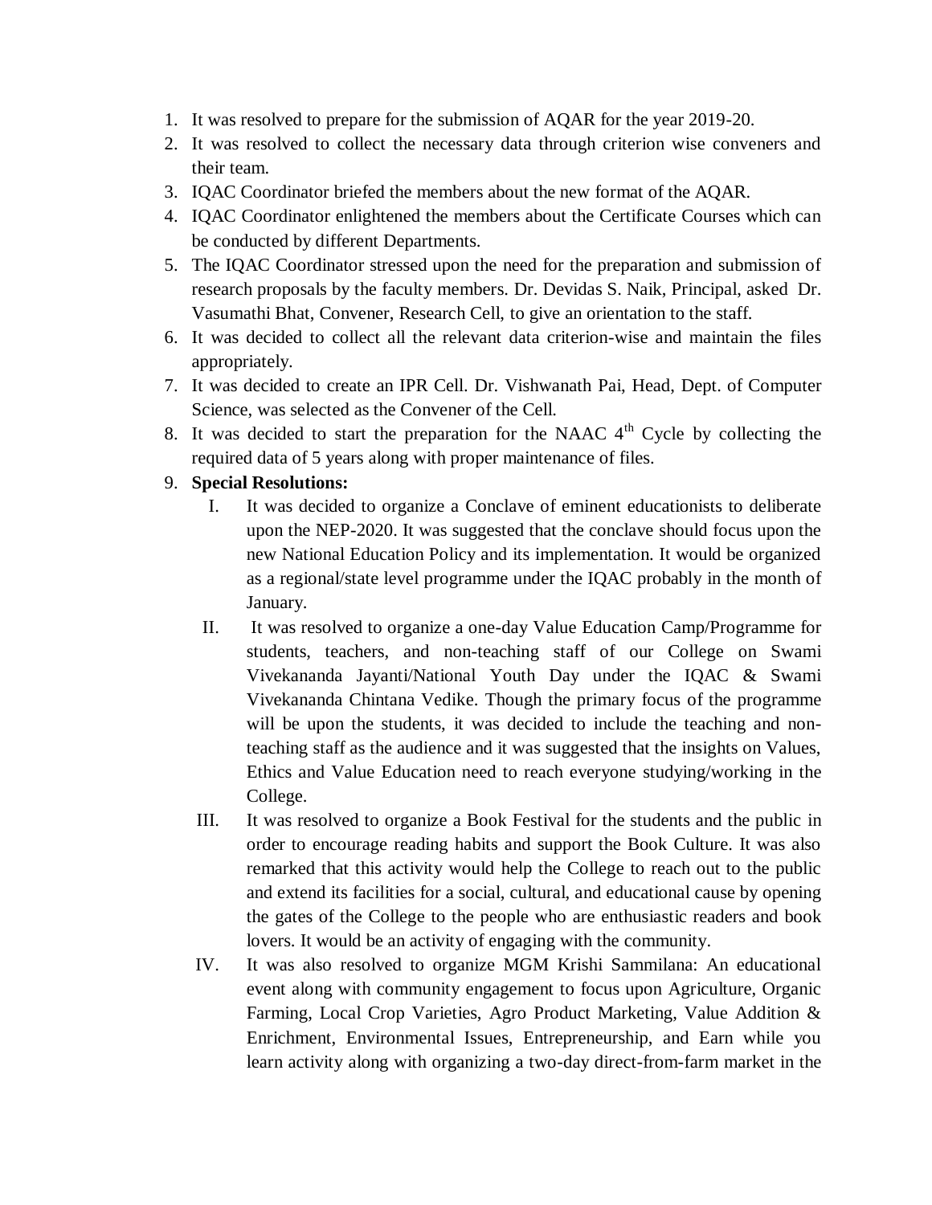1. It was resolved to prepare for the submission of AQAR for the year 2019-20.
2. It was resolved to collect the necessary data through criterion wise conveners and their team.
3. IQAC Coordinator briefed the members about the new format of the AQAR.
4. IQAC Coordinator enlightened the members about the Certificate Courses which can be conducted by different Departments.
5. The IQAC Coordinator stressed upon the need for the preparation and submission of research proposals by the faculty members. Dr. Devidas S. Naik, Principal, asked Dr. Vasumathi Bhat, Convener, Research Cell, to give an orientation to the staff.
6. It was decided to collect all the relevant data criterion-wise and maintain the files appropriately.
7. It was decided to create an IPR Cell. Dr. Vishwanath Pai, Head, Dept. of Computer Science, was selected as the Convener of the Cell.
8. It was decided to start the preparation for the NAAC 4th Cycle by collecting the required data of 5 years along with proper maintenance of files.
9. **Special Resolutions:**
   I. It was decided to organize a Conclave of eminent educationists to deliberate upon the NEP-2020. It was suggested that the conclave should focus upon the new National Education Policy and its implementation. It would be organized as a regional/state level programme under the IQAC probably in the month of January.
   II. It was resolved to organize a one-day Value Education Camp/Programme for students, teachers, and non-teaching staff of our College on Swami Vivekananda Jayanti/National Youth Day under the IQAC & Swami Vivekananda Chintana Vedike. Though the primary focus of the programme will be upon the students, it was decided to include the teaching and non-teaching staff as the audience and it was suggested that the insights on Values, Ethics and Value Education need to reach everyone studying/working in the College.
   III. It was resolved to organize a Book Festival for the students and the public in order to encourage reading habits and support the Book Culture. It was also remarked that this activity would help the College to reach out to the public and extend its facilities for a social, cultural, and educational cause by opening the gates of the College to the people who are enthusiastic readers and book lovers. It would be an activity of engaging with the community.
   IV. It was also resolved to organize MGM Krishi Sammilana: An educational event along with community engagement to focus upon Agriculture, Organic Farming, Local Crop Varieties, Agro Product Marketing, Value Addition & Enrichment, Environmental Issues, Entrepreneurship, and Earn while you learn activity along with organizing a two-day direct-from-farm market in the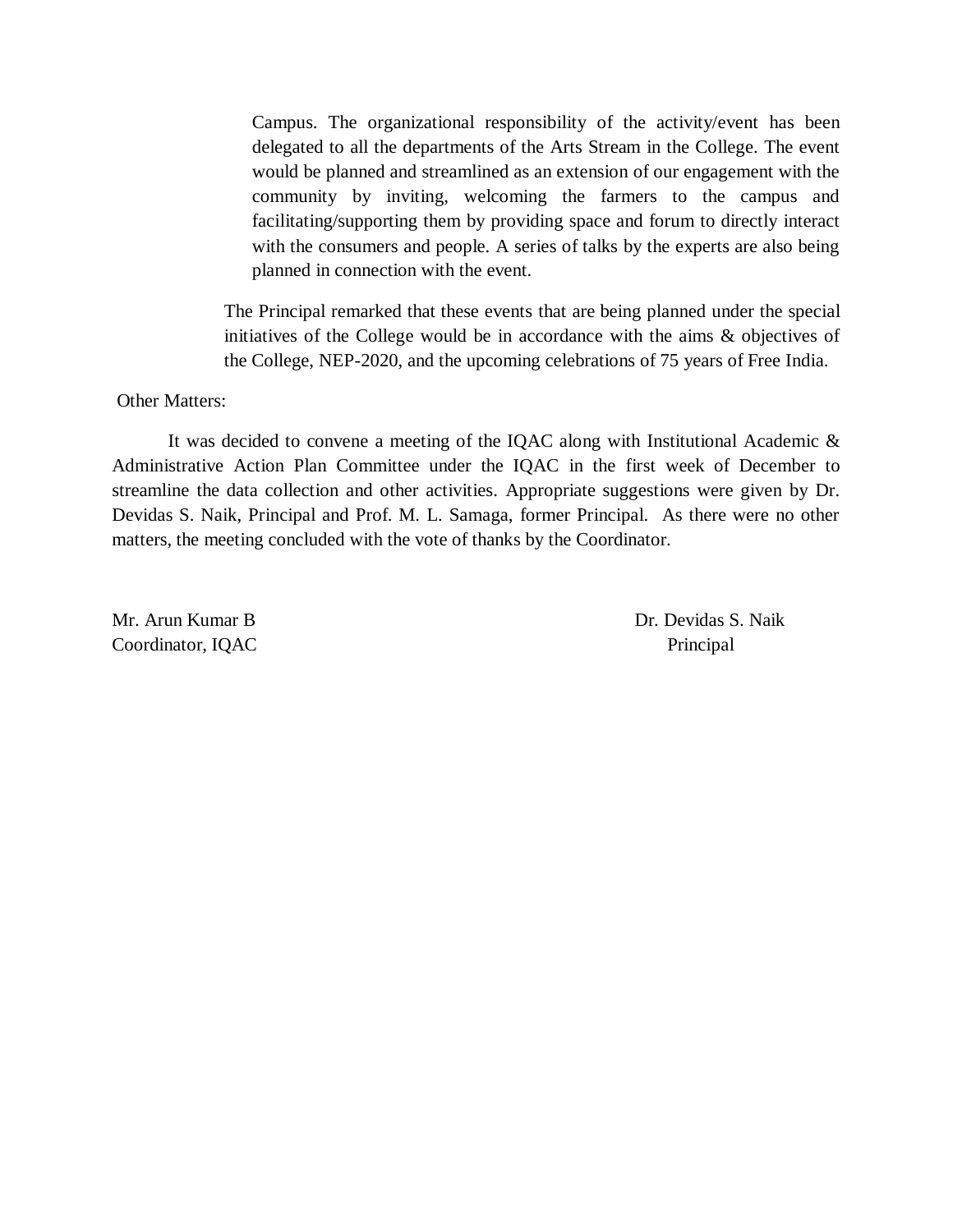Campus. The organizational responsibility of the activity/event has been delegated to all the departments of the Arts Stream in the College. The event would be planned and streamlined as an extension of our engagement with the community by inviting, welcoming the farmers to the campus and facilitating/supporting them by providing space and forum to directly interact with the consumers and people. A series of talks by the experts are also being planned in connection with the event.

The Principal remarked that these events that are being planned under the special initiatives of the College would be in accordance with the aims & objectives of the College, NEP-2020, and the upcoming celebrations of 75 years of Free India.

Other Matters:

It was decided to convene a meeting of the IQAC along with Institutional Academic & Administrative Action Plan Committee under the IQAC in the first week of December to streamline the data collection and other activities. Appropriate suggestions were given by Dr. Devidas S. Naik, Principal and Prof. M. L. Samaga, former Principal. As there were no other matters, the meeting concluded with the vote of thanks by the Coordinator.

Mr. Arun Kumar B
Coordinator, IQAC

Dr. Devidas S. Naik
Principal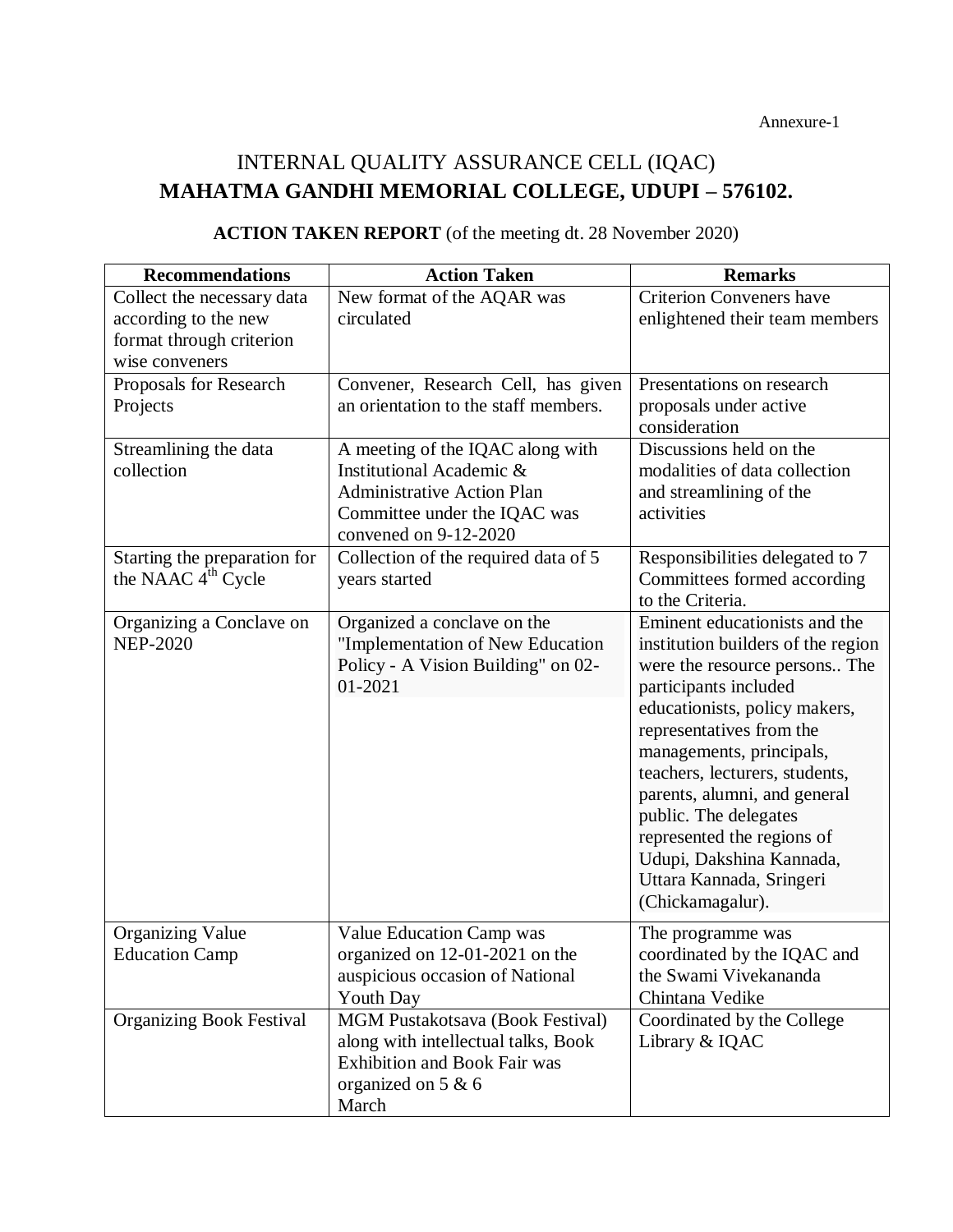Annexure-1

# INTERNAL QUALITY ASSURANCE CELL (IQAC)
# MAHATMA GANDHI MEMORIAL COLLEGE, UDUPI – 576102.

**ACTION TAKEN REPORT** (of the meeting dt. 28 November 2020)

| Recommendations | Action Taken | Remarks |
|---|---|---|
| Collect the necessary data according to the new format through criterion wise conveners | New format of the AQAR was circulated | Criterion Conveners have enlightened their team members |
| Proposals for Research Projects | Convener, Research Cell, has given an orientation to the staff members. | Presentations on research proposals under active consideration |
| Streamlining the data collection | A meeting of the IQAC along with Institutional Academic & Administrative Action Plan Committee under the IQAC was convened on 9-12-2020 | Discussions held on the modalities of data collection and streamlining of the activities |
| Starting the preparation for the NAAC 4th Cycle | Collection of the required data of 5 years started | Responsibilities delegated to 7 Committees formed according to the Criteria. |
| Organizing a Conclave on NEP-2020 | Organized a conclave on the "Implementation of New Education Policy - A Vision Building" on 02-01-2021 | Eminent educationists and the institution builders of the region were the resource persons.. The participants included educationists, policy makers, representatives from the managements, principals, teachers, lecturers, students, parents, alumni, and general public. The delegates represented the regions of Udupi, Dakshina Kannada, Uttara Kannada, Sringeri (Chickamagalur). |
| Organizing Value Education Camp | Value Education Camp was organized on 12-01-2021 on the auspicious occasion of National Youth Day | The programme was coordinated by the IQAC and the Swami Vivekananda Chintana Vedike |
| Organizing Book Festival | MGM Pustakotsava (Book Festival) along with intellectual talks, Book Exhibition and Book Fair was organized on 5 & 6 March | Coordinated by the College Library & IQAC |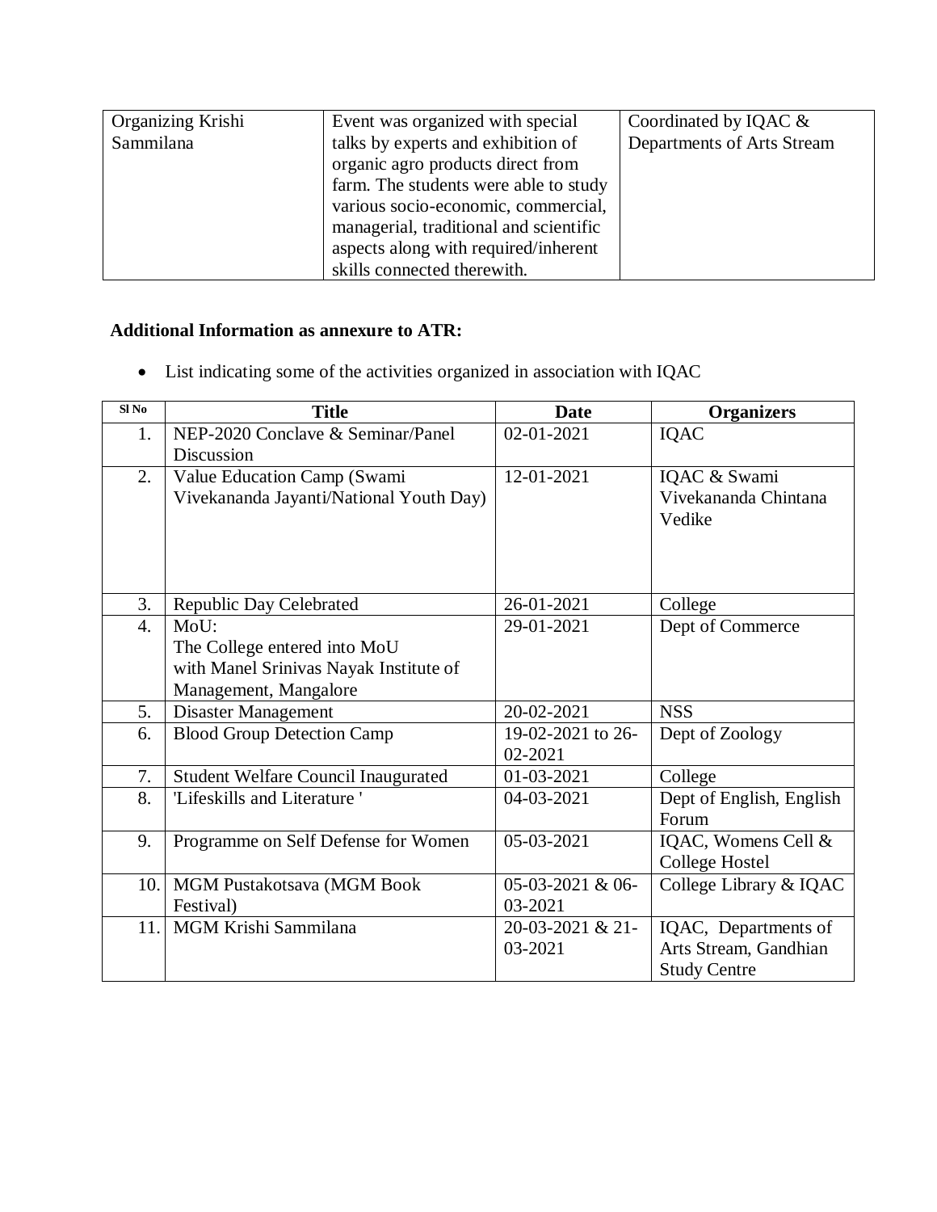| Organizing Krishi Sammilana | Event was organized with special talks by experts and exhibition of organic agro products direct from farm. The students were able to study various socio-economic, commercial, managerial, traditional and scientific aspects along with required/inherent skills connected therewith. | Coordinated by IQAC & Departments of Arts Stream |
|---|---|---|

**Additional Information as annexure to ATR:**

- List indicating some of the activities organized in association with IQAC

| Sl No | Title | Date | Organizers |
|---|---|---|---|
| 1. | NEP-2020 Conclave & Seminar/Panel Discussion | 02-01-2021 | IQAC |
| 2. | Value Education Camp (Swami Vivekananda Jayanti/National Youth Day) | 12-01-2021 | IQAC & Swami Vivekananda Chintana Vedike |
| 3. | Republic Day Celebrated | 26-01-2021 | College |
| 4. | MoU: The College entered into MoU with Manel Srinivas Nayak Institute of Management, Mangalore | 29-01-2021 | Dept of Commerce |
| 5. | Disaster Management | 20-02-2021 | NSS |
| 6. | Blood Group Detection Camp | 19-02-2021 to 26-02-2021 | Dept of Zoology |
| 7. | Student Welfare Council Inaugurated | 01-03-2021 | College |
| 8. | 'Lifeskills and Literature ' | 04-03-2021 | Dept of English, English Forum |
| 9. | Programme on Self Defense for Women | 05-03-2021 | IQAC, Womens Cell & College Hostel |
| 10. | MGM Pustakotsava (MGM Book Festival) | 05-03-2021 & 06-03-2021 | College Library & IQAC |
| 11. | MGM Krishi Sammilana | 20-03-2021 & 21-03-2021 | IQAC, Departments of Arts Stream, Gandhian Study Centre |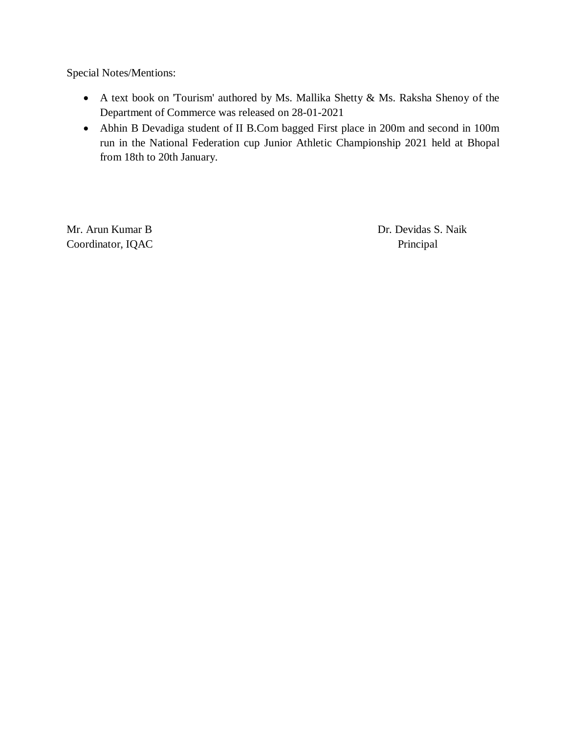Special Notes/Mentions:

- A text book on 'Tourism' authored by Ms. Mallika Shetty & Ms. Raksha Shenoy of the Department of Commerce was released on 28-01-2021
- Abhin B Devadiga student of II B.Com bagged First place in 200m and second in 100m run in the National Federation cup Junior Athletic Championship 2021 held at Bhopal from 18th to 20th January.

| Mr. Arun Kumar B | Dr. Devidas S. Naik |
|---|---|
| Coordinator, IQAC | Principal |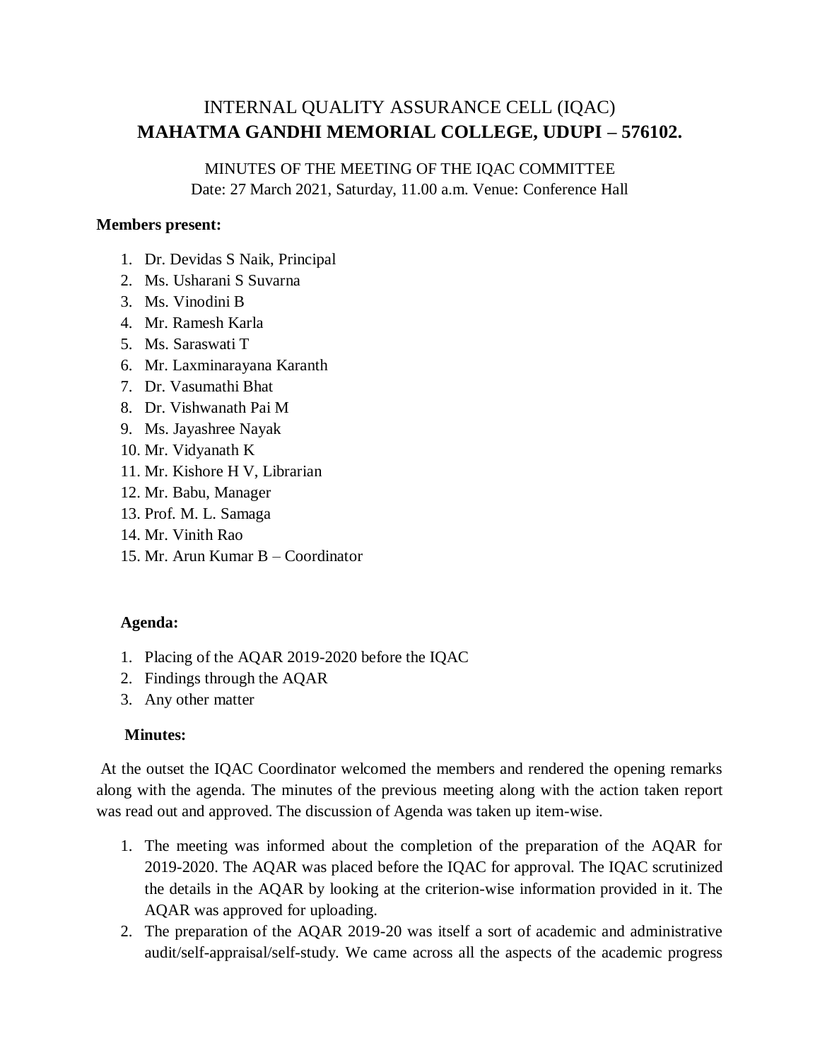INTERNAL QUALITY ASSURANCE CELL (IQAC)

**MAHATMA GANDHI MEMORIAL COLLEGE, UDUPI – 576102.**

MINUTES OF THE MEETING OF THE IQAC COMMITTEE

Date: 27 March 2021, Saturday, 11.00 a.m. Venue: Conference Hall

**Members present:**

1. Dr. Devidas S Naik, Principal
2. Ms. Usharani S Suvarna
3. Ms. Vinodini B
4. Mr. Ramesh Karla
5. Ms. Saraswati T
6. Mr. Laxminarayana Karanth
7. Dr. Vasumathi Bhat
8. Dr. Vishwanath Pai M
9. Ms. Jayashree Nayak
10. Mr. Vidyanath K
11. Mr. Kishore H V, Librarian
12. Mr. Babu, Manager
13. Prof. M. L. Samaga
14. Mr. Vinith Rao
15. Mr. Arun Kumar B – Coordinator

**Agenda:**

1. Placing of the AQAR 2019-2020 before the IQAC
2. Findings through the AQAR
3. Any other matter

**Minutes:**

At the outset the IQAC Coordinator welcomed the members and rendered the opening remarks along with the agenda. The minutes of the previous meeting along with the action taken report was read out and approved. The discussion of Agenda was taken up item-wise.

1. The meeting was informed about the completion of the preparation of the AQAR for 2019-2020. The AQAR was placed before the IQAC for approval. The IQAC scrutinized the details in the AQAR by looking at the criterion-wise information provided in it. The AQAR was approved for uploading.
2. The preparation of the AQAR 2019-20 was itself a sort of academic and administrative audit/self-appraisal/self-study. We came across all the aspects of the academic progress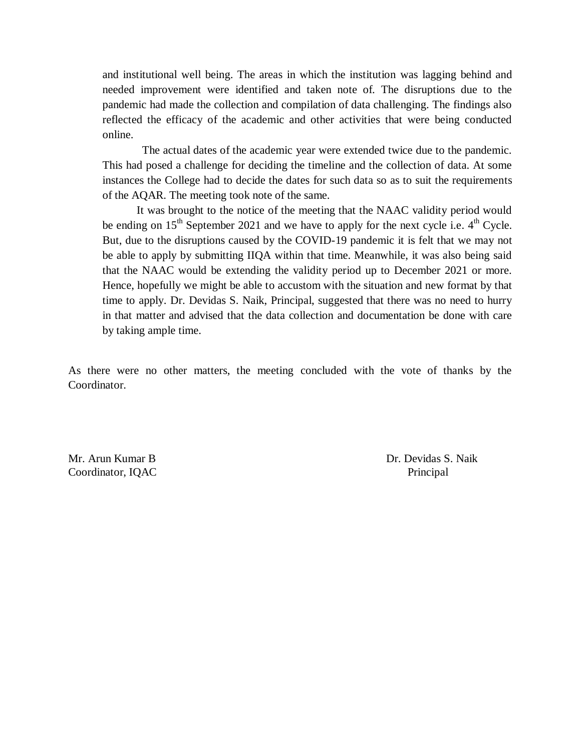and institutional well being. The areas in which the institution was lagging behind and needed improvement were identified and taken note of. The disruptions due to the pandemic had made the collection and compilation of data challenging. The findings also reflected the efficacy of the academic and other activities that were being conducted online.

The actual dates of the academic year were extended twice due to the pandemic. This had posed a challenge for deciding the timeline and the collection of data. At some instances the College had to decide the dates for such data so as to suit the requirements of the AQAR. The meeting took note of the same.

It was brought to the notice of the meeting that the NAAC validity period would be ending on 15th September 2021 and we have to apply for the next cycle i.e. 4th Cycle. But, due to the disruptions caused by the COVID-19 pandemic it is felt that we may not be able to apply by submitting IIQA within that time. Meanwhile, it was also being said that the NAAC would be extending the validity period up to December 2021 or more. Hence, hopefully we might be able to accustom with the situation and new format by that time to apply. Dr. Devidas S. Naik, Principal, suggested that there was no need to hurry in that matter and advised that the data collection and documentation be done with care by taking ample time.

As there were no other matters, the meeting concluded with the vote of thanks by the Coordinator.

Mr. Arun Kumar B
Coordinator, IQAC

Dr. Devidas S. Naik
Principal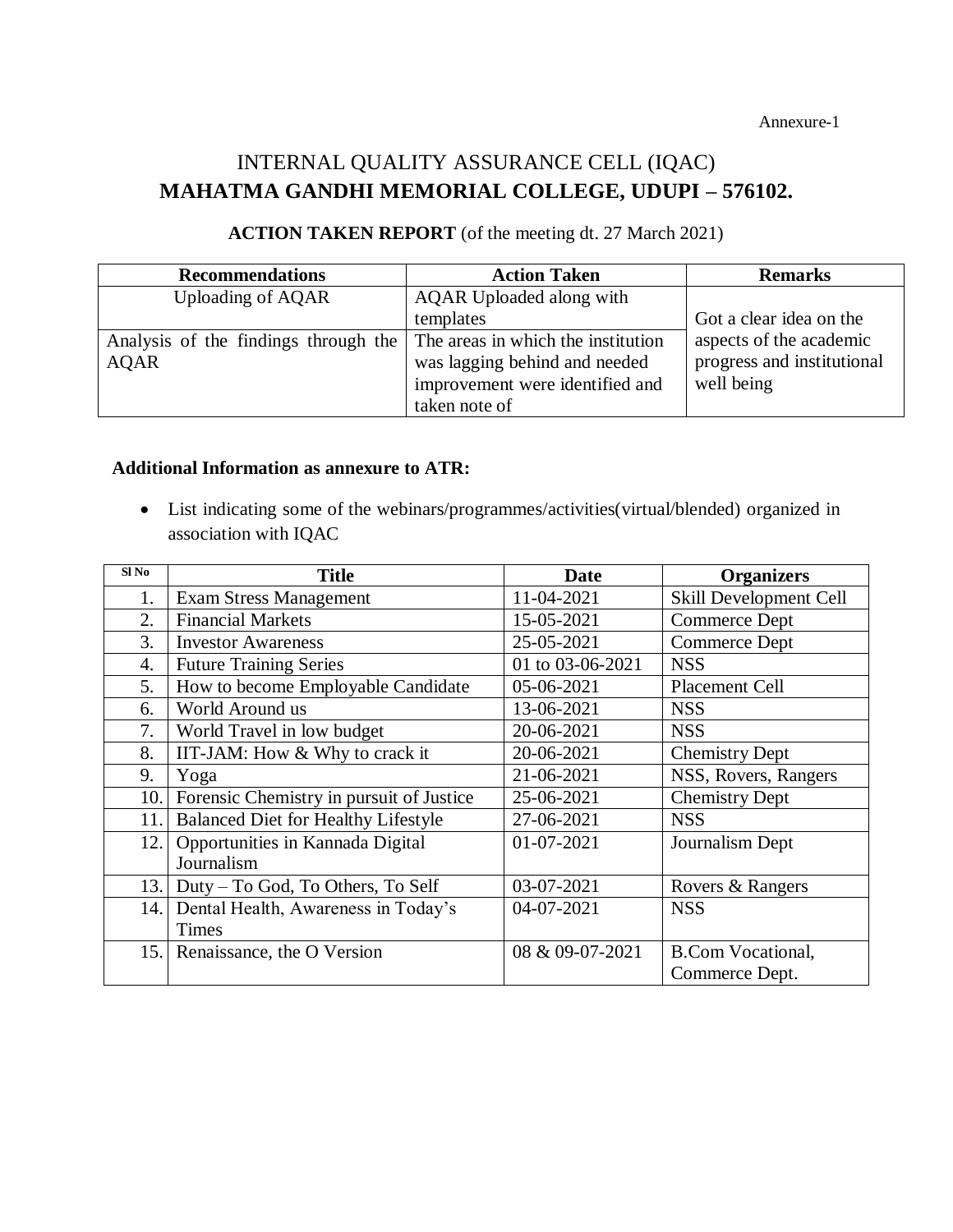Annexure-1

# INTERNAL QUALITY ASSURANCE CELL (IQAC)
# MAHATMA GANDHI MEMORIAL COLLEGE, UDUPI – 576102.

**ACTION TAKEN REPORT** (of the meeting dt. 27 March 2021)

| Recommendations | Action Taken | Remarks |
|---|---|---|
| Uploading of AQAR | AQAR Uploaded along with templates | Got a clear idea on the aspects of the academic progress and institutional well being |
| Analysis of the findings through the AQAR | The areas in which the institution was lagging behind and needed improvement were identified and taken note of | |

**Additional Information as annexure to ATR:**

- List indicating some of the webinars/programmes/activities(virtual/blended) organized in association with IQAC

| Sl No | Title | Date | Organizers |
|---|---|---|---|
| 1. | Exam Stress Management | 11-04-2021 | Skill Development Cell |
| 2. | Financial Markets | 15-05-2021 | Commerce Dept |
| 3. | Investor Awareness | 25-05-2021 | Commerce Dept |
| 4. | Future Training Series | 01 to 03-06-2021 | NSS |
| 5. | How to become Employable Candidate | 05-06-2021 | Placement Cell |
| 6. | World Around us | 13-06-2021 | NSS |
| 7. | World Travel in low budget | 20-06-2021 | NSS |
| 8. | IIT-JAM: How & Why to crack it | 20-06-2021 | Chemistry Dept |
| 9. | Yoga | 21-06-2021 | NSS, Rovers, Rangers |
| 10. | Forensic Chemistry in pursuit of Justice | 25-06-2021 | Chemistry Dept |
| 11. | Balanced Diet for Healthy Lifestyle | 27-06-2021 | NSS |
| 12. | Opportunities in Kannada Digital Journalism | 01-07-2021 | Journalism Dept |
| 13. | Duty – To God, To Others, To Self | 03-07-2021 | Rovers & Rangers |
| 14. | Dental Health, Awareness in Today's Times | 04-07-2021 | NSS |
| 15. | Renaissance, the O Version | 08 & 09-07-2021 | B.Com Vocational, Commerce Dept. |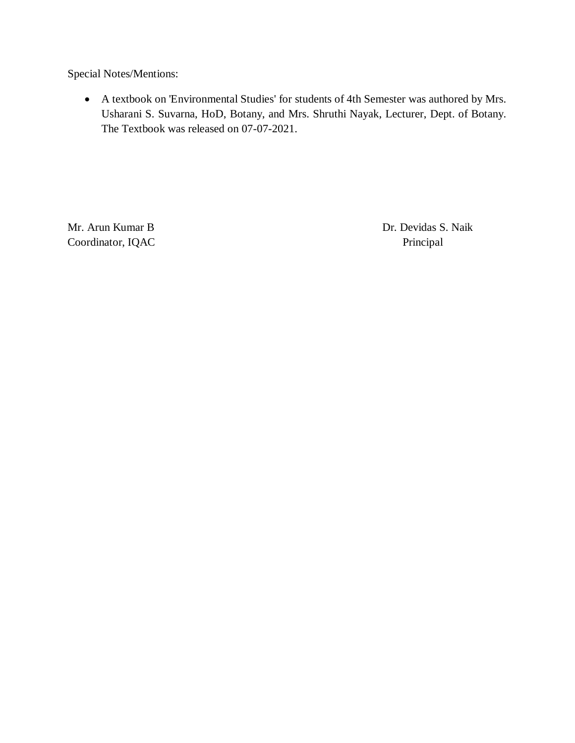Special Notes/Mentions:

- A textbook on 'Environmental Studies' for students of 4th Semester was authored by Mrs. Usharani S. Suvarna, HoD, Botany, and Mrs. Shruthi Nayak, Lecturer, Dept. of Botany. The Textbook was released on 07-07-2021.

Mr. Arun Kumar B
Coordinator, IQAC

Dr. Devidas S. Naik
Principal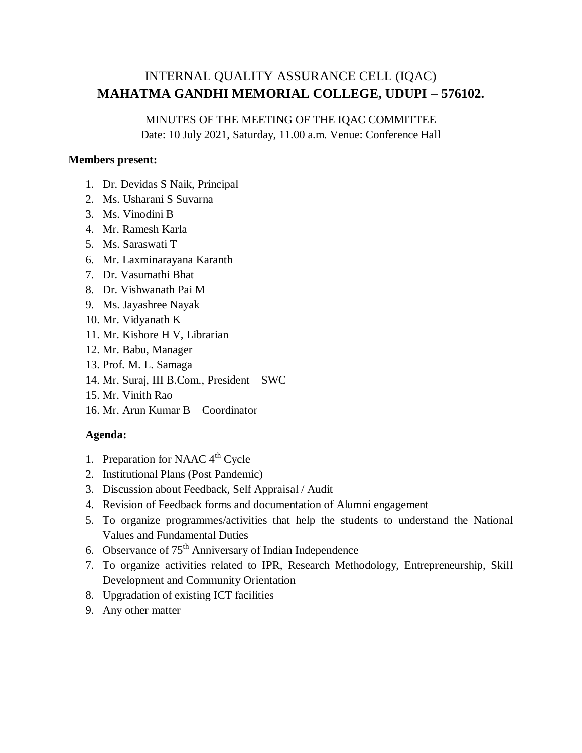# INTERNAL QUALITY ASSURANCE CELL (IQAC)
# MAHATMA GANDHI MEMORIAL COLLEGE, UDUPI – 576102.

MINUTES OF THE MEETING OF THE IQAC COMMITTEE
Date: 10 July 2021, Saturday, 11.00 a.m. Venue: Conference Hall

**Members present:**

1. Dr. Devidas S Naik, Principal
2. Ms. Usharani S Suvarna
3. Ms. Vinodini B
4. Mr. Ramesh Karla
5. Ms. Saraswati T
6. Mr. Laxminarayana Karanth
7. Dr. Vasumathi Bhat
8. Dr. Vishwanath Pai M
9. Ms. Jayashree Nayak
10. Mr. Vidyanath K
11. Mr. Kishore H V, Librarian
12. Mr. Babu, Manager
13. Prof. M. L. Samaga
14. Mr. Suraj, III B.Com., President – SWC
15. Mr. Vinith Rao
16. Mr. Arun Kumar B – Coordinator

**Agenda:**

1. Preparation for NAAC 4th Cycle
2. Institutional Plans (Post Pandemic)
3. Discussion about Feedback, Self Appraisal / Audit
4. Revision of Feedback forms and documentation of Alumni engagement
5. To organize programmes/activities that help the students to understand the National Values and Fundamental Duties
6. Observance of 75th Anniversary of Indian Independence
7. To organize activities related to IPR, Research Methodology, Entrepreneurship, Skill Development and Community Orientation
8. Upgradation of existing ICT facilities
9. Any other matter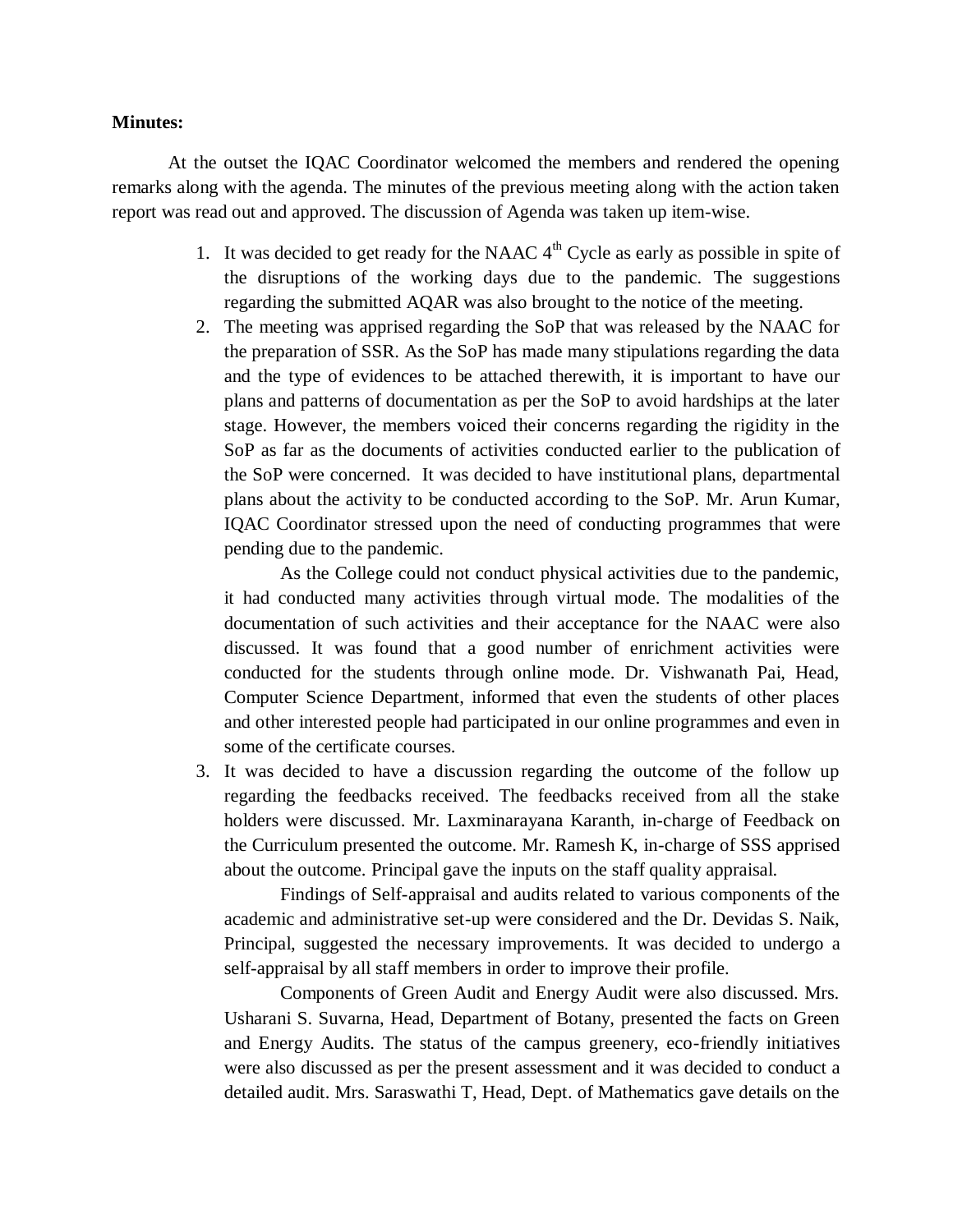**Minutes:**

At the outset the IQAC Coordinator welcomed the members and rendered the opening remarks along with the agenda. The minutes of the previous meeting along with the action taken report was read out and approved. The discussion of Agenda was taken up item-wise.

1. It was decided to get ready for the NAAC 4th Cycle as early as possible in spite of the disruptions of the working days due to the pandemic. The suggestions regarding the submitted AQAR was also brought to the notice of the meeting.
2. The meeting was apprised regarding the SoP that was released by the NAAC for the preparation of SSR. As the SoP has made many stipulations regarding the data and the type of evidences to be attached therewith, it is important to have our plans and patterns of documentation as per the SoP to avoid hardships at the later stage. However, the members voiced their concerns regarding the rigidity in the SoP as far as the documents of activities conducted earlier to the publication of the SoP were concerned. It was decided to have institutional plans, departmental plans about the activity to be conducted according to the SoP. Mr. Arun Kumar, IQAC Coordinator stressed upon the need of conducting programmes that were pending due to the pandemic.

   As the College could not conduct physical activities due to the pandemic, it had conducted many activities through virtual mode. The modalities of the documentation of such activities and their acceptance for the NAAC were also discussed. It was found that a good number of enrichment activities were conducted for the students through online mode. Dr. Vishwanath Pai, Head, Computer Science Department, informed that even the students of other places and other interested people had participated in our online programmes and even in some of the certificate courses.
3. It was decided to have a discussion regarding the outcome of the follow up regarding the feedbacks received. The feedbacks received from all the stake holders were discussed. Mr. Laxminarayana Karanth, in-charge of Feedback on the Curriculum presented the outcome. Mr. Ramesh K, in-charge of SSS apprised about the outcome. Principal gave the inputs on the staff quality appraisal.

   Findings of Self-appraisal and audits related to various components of the academic and administrative set-up were considered and the Dr. Devidas S. Naik, Principal, suggested the necessary improvements. It was decided to undergo a self-appraisal by all staff members in order to improve their profile.

   Components of Green Audit and Energy Audit were also discussed. Mrs. Usharani S. Suvarna, Head, Department of Botany, presented the facts on Green and Energy Audits. The status of the campus greenery, eco-friendly initiatives were also discussed as per the present assessment and it was decided to conduct a detailed audit. Mrs. Saraswathi T, Head, Dept. of Mathematics gave details on the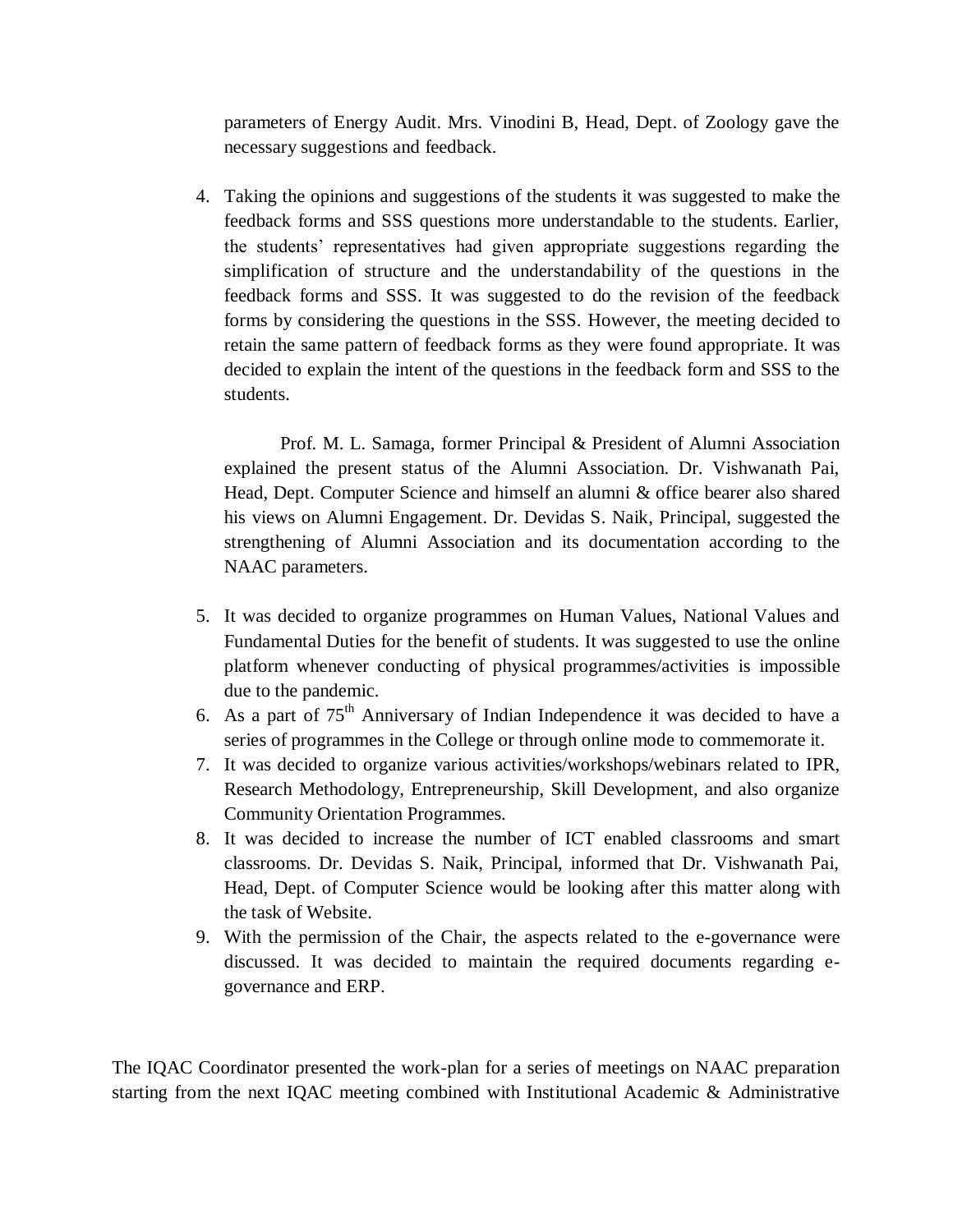parameters of Energy Audit. Mrs. Vinodini B, Head, Dept. of Zoology gave the necessary suggestions and feedback.

4. Taking the opinions and suggestions of the students it was suggested to make the feedback forms and SSS questions more understandable to the students. Earlier, the students' representatives had given appropriate suggestions regarding the simplification of structure and the understandability of the questions in the feedback forms and SSS. It was suggested to do the revision of the feedback forms by considering the questions in the SSS. However, the meeting decided to retain the same pattern of feedback forms as they were found appropriate. It was decided to explain the intent of the questions in the feedback form and SSS to the students.

   Prof. M. L. Samaga, former Principal & President of Alumni Association explained the present status of the Alumni Association. Dr. Vishwanath Pai, Head, Dept. Computer Science and himself an alumni & office bearer also shared his views on Alumni Engagement. Dr. Devidas S. Naik, Principal, suggested the strengthening of Alumni Association and its documentation according to the NAAC parameters.

5. It was decided to organize programmes on Human Values, National Values and Fundamental Duties for the benefit of students. It was suggested to use the online platform whenever conducting of physical programmes/activities is impossible due to the pandemic.
6. As a part of 75th Anniversary of Indian Independence it was decided to have a series of programmes in the College or through online mode to commemorate it.
7. It was decided to organize various activities/workshops/webinars related to IPR, Research Methodology, Entrepreneurship, Skill Development, and also organize Community Orientation Programmes.
8. It was decided to increase the number of ICT enabled classrooms and smart classrooms. Dr. Devidas S. Naik, Principal, informed that Dr. Vishwanath Pai, Head, Dept. of Computer Science would be looking after this matter along with the task of Website.
9. With the permission of the Chair, the aspects related to the e-governance were discussed. It was decided to maintain the required documents regarding e-governance and ERP.

The IQAC Coordinator presented the work-plan for a series of meetings on NAAC preparation starting from the next IQAC meeting combined with Institutional Academic & Administrative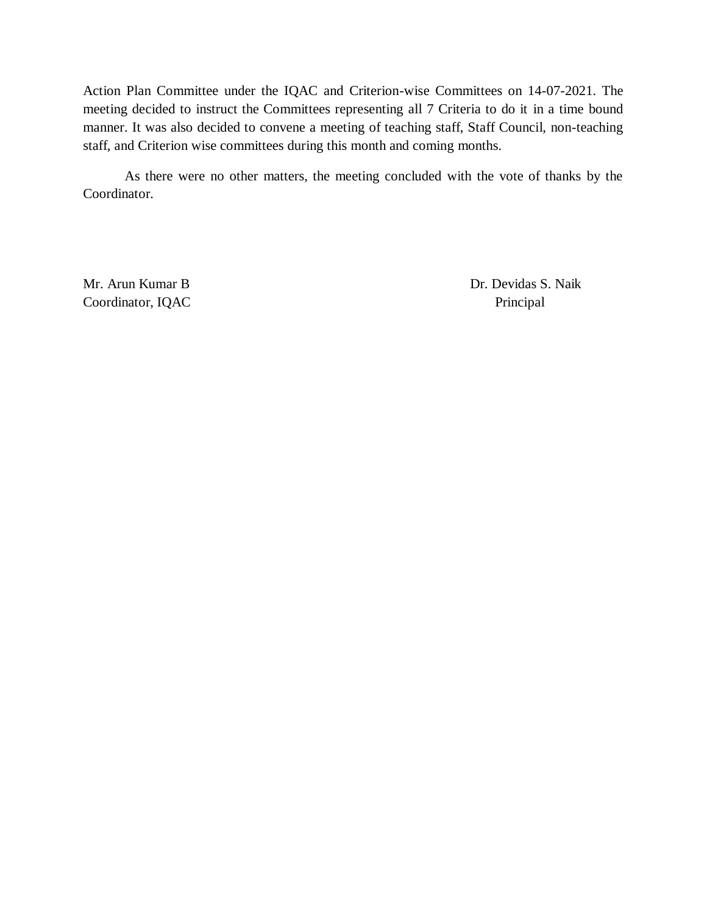Action Plan Committee under the IQAC and Criterion-wise Committees on 14-07-2021. The meeting decided to instruct the Committees representing all 7 Criteria to do it in a time bound manner. It was also decided to convene a meeting of teaching staff, Staff Council, non-teaching staff, and Criterion wise committees during this month and coming months.

As there were no other matters, the meeting concluded with the vote of thanks by the Coordinator.

Mr. Arun Kumar B  
Coordinator, IQAC

Dr. Devidas S. Naik  
Principal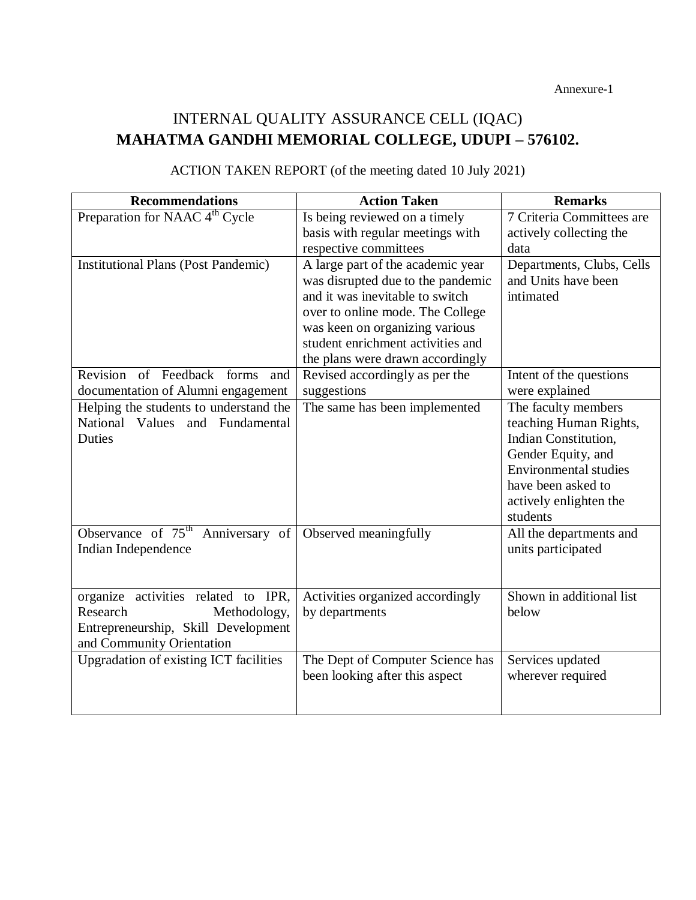Annexure-1

# INTERNAL QUALITY ASSURANCE CELL (IQAC)

# **MAHATMA GANDHI MEMORIAL COLLEGE, UDUPI – 576102.**

ACTION TAKEN REPORT (of the meeting dated 10 July 2021)

| Recommendations | Action Taken | Remarks |
|---|---|---|
| Preparation for NAAC 4th Cycle | Is being reviewed on a timely basis with regular meetings with respective committees | 7 Criteria Committees are actively collecting the data |
| Institutional Plans (Post Pandemic) | A large part of the academic year was disrupted due to the pandemic and it was inevitable to switch over to online mode. The College was keen on organizing various student enrichment activities and the plans were drawn accordingly | Departments, Clubs, Cells and Units have been intimated |
| Revision of Feedback forms and documentation of Alumni engagement | Revised accordingly as per the suggestions | Intent of the questions were explained |
| Helping the students to understand the National Values and Fundamental Duties | The same has been implemented | The faculty members teaching Human Rights, Indian Constitution, Gender Equity, and Environmental studies have been asked to actively enlighten the students |
| Observance of 75th Anniversary of Indian Independence | Observed meaningfully | All the departments and units participated |
| organize activities related to IPR, Research Methodology, Entrepreneurship, Skill Development and Community Orientation | Activities organized accordingly by departments | Shown in additional list below |
| Upgradation of existing ICT facilities | The Dept of Computer Science has been looking after this aspect | Services updated wherever required |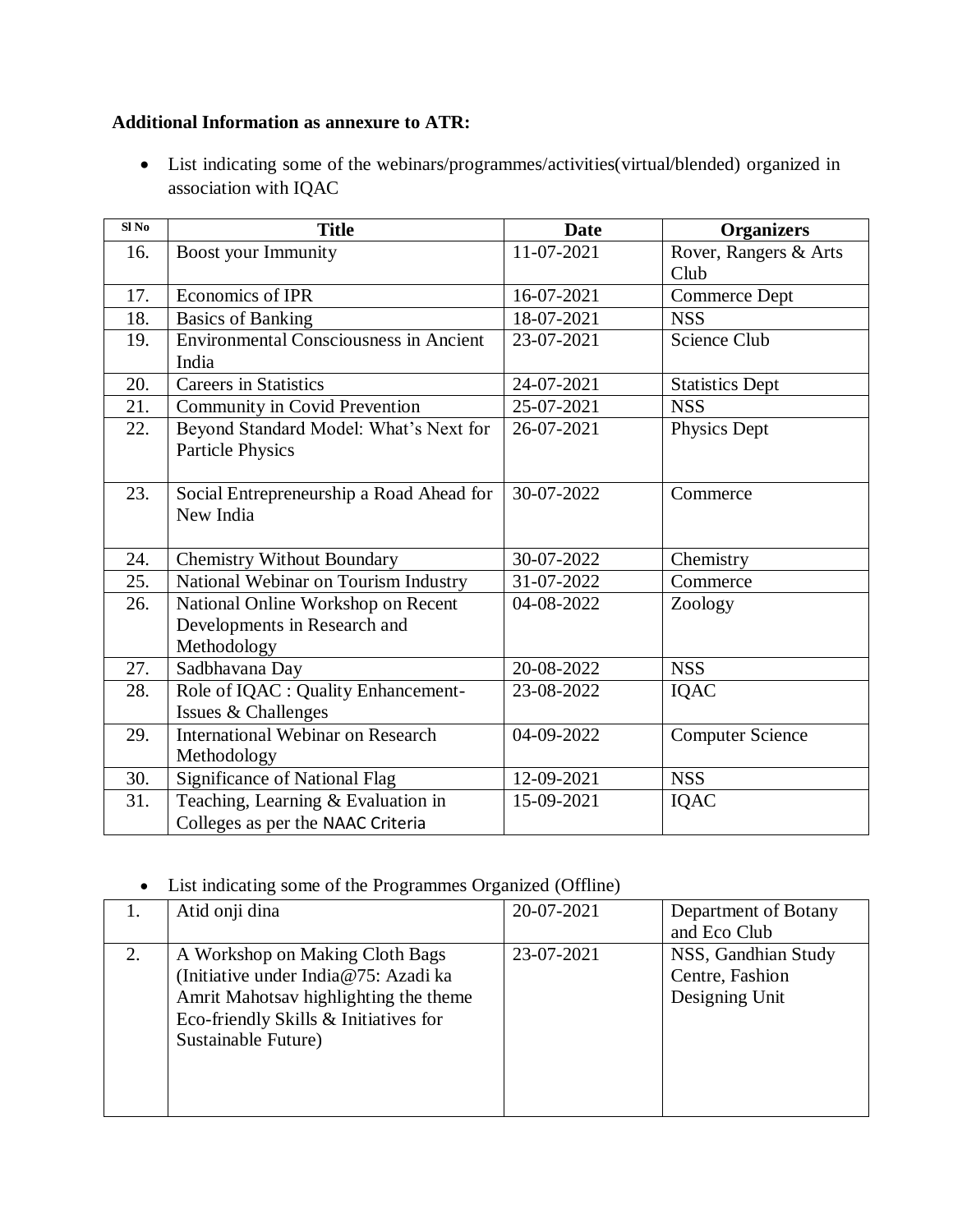**Additional Information as annexure to ATR:**

- List indicating some of the webinars/programmes/activities(virtual/blended) organized in association with IQAC

| Sl No | Title | Date | Organizers |
|---|---|---|---|
| 16. | Boost your Immunity | 11-07-2021 | Rover, Rangers & Arts Club |
| 17. | Economics of IPR | 16-07-2021 | Commerce Dept |
| 18. | Basics of Banking | 18-07-2021 | NSS |
| 19. | Environmental Consciousness in Ancient India | 23-07-2021 | Science Club |
| 20. | Careers in Statistics | 24-07-2021 | Statistics Dept |
| 21. | Community in Covid Prevention | 25-07-2021 | NSS |
| 22. | Beyond Standard Model: What's Next for Particle Physics | 26-07-2021 | Physics Dept |
| 23. | Social Entrepreneurship a Road Ahead for New India | 30-07-2022 | Commerce |
| 24. | Chemistry Without Boundary | 30-07-2022 | Chemistry |
| 25. | National Webinar on Tourism Industry | 31-07-2022 | Commerce |
| 26. | National Online Workshop on Recent Developments in Research and Methodology | 04-08-2022 | Zoology |
| 27. | Sadbhavana Day | 20-08-2022 | NSS |
| 28. | Role of IQAC : Quality Enhancement-Issues & Challenges | 23-08-2022 | IQAC |
| 29. | International Webinar on Research Methodology | 04-09-2022 | Computer Science |
| 30. | Significance of National Flag | 12-09-2021 | NSS |
| 31. | Teaching, Learning & Evaluation in Colleges as per the NAAC Criteria | 15-09-2021 | IQAC |

- List indicating some of the Programmes Organized (Offline)

| | | | |
|---|---|---|---|
| 1. | Atid onji dina | 20-07-2021 | Department of Botany and Eco Club |
| 2. | A Workshop on Making Cloth Bags (Initiative under India@75: Azadi ka Amrit Mahotsav highlighting the theme Eco-friendly Skills & Initiatives for Sustainable Future) | 23-07-2021 | NSS, Gandhian Study Centre, Fashion Designing Unit |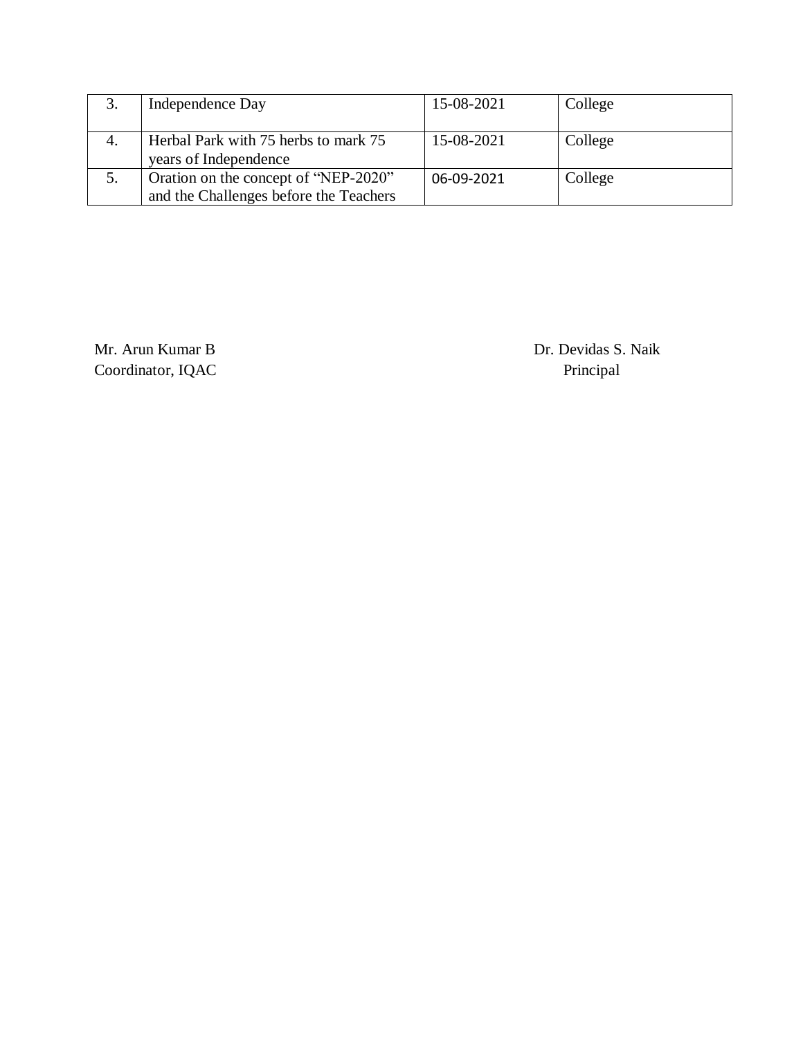| | | | |
|---|---|---|---|
| 3. | Independence Day | 15-08-2021 | College |
| 4. | Herbal Park with 75 herbs to mark 75 years of Independence | 15-08-2021 | College |
| 5. | Oration on the concept of "NEP-2020" and the Challenges before the Teachers | 06-09-2021 | College |

Mr. Arun Kumar B
Coordinator, IQAC

Dr. Devidas S. Naik
Principal